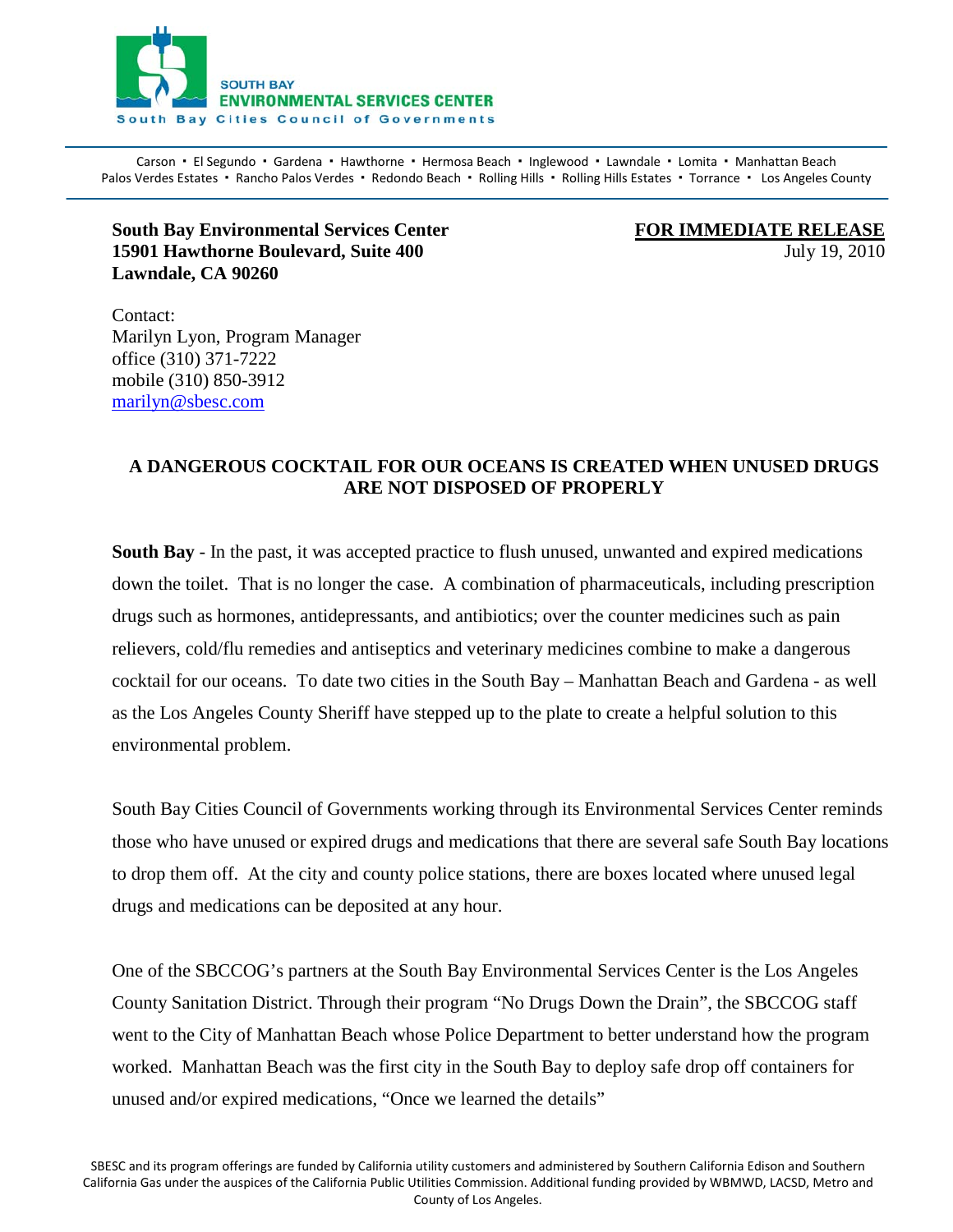SOUTH BAY
**ENVIRONMENTAL SERVICES CENTER**
South Bay Cities Council of Governments

Carson ▪ El Segundo ▪ Gardena ▪ Hawthorne ▪ Hermosa Beach ▪ Inglewood ▪ Lawndale ▪ Lomita ▪ Manhattan Beach
Palos Verdes Estates ▪ Rancho Palos Verdes ▪ Redondo Beach ▪ Rolling Hills ▪ Rolling Hills Estates ▪ Torrance ▪ Los Angeles County

**South Bay Environmental Services Center**
**15901 Hawthorne Boulevard, Suite 400**
**Lawndale, CA 90260**

**FOR IMMEDIATE RELEASE**
July 19, 2010

Contact:
Marilyn Lyon, Program Manager
office (310) 371-7222
mobile (310) 850-3912
marilyn@sbesc.com

**A DANGEROUS COCKTAIL FOR OUR OCEANS IS CREATED WHEN UNUSED DRUGS ARE NOT DISPOSED OF PROPERLY**

**South Bay** - In the past, it was accepted practice to flush unused, unwanted and expired medications down the toilet. That is no longer the case. A combination of pharmaceuticals, including prescription drugs such as hormones, antidepressants, and antibiotics; over the counter medicines such as pain relievers, cold/flu remedies and antiseptics and veterinary medicines combine to make a dangerous cocktail for our oceans. To date two cities in the South Bay – Manhattan Beach and Gardena - as well as the Los Angeles County Sheriff have stepped up to the plate to create a helpful solution to this environmental problem.

South Bay Cities Council of Governments working through its Environmental Services Center reminds those who have unused or expired drugs and medications that there are several safe South Bay locations to drop them off. At the city and county police stations, there are boxes located where unused legal drugs and medications can be deposited at any hour.

One of the SBCCOG's partners at the South Bay Environmental Services Center is the Los Angeles County Sanitation District. Through their program "No Drugs Down the Drain", the SBCCOG staff went to the City of Manhattan Beach whose Police Department to better understand how the program worked. Manhattan Beach was the first city in the South Bay to deploy safe drop off containers for unused and/or expired medications, "Once we learned the details"

SBESC and its program offerings are funded by California utility customers and administered by Southern California Edison and Southern California Gas under the auspices of the California Public Utilities Commission. Additional funding provided by WBMWD, LACSD, Metro and County of Los Angeles.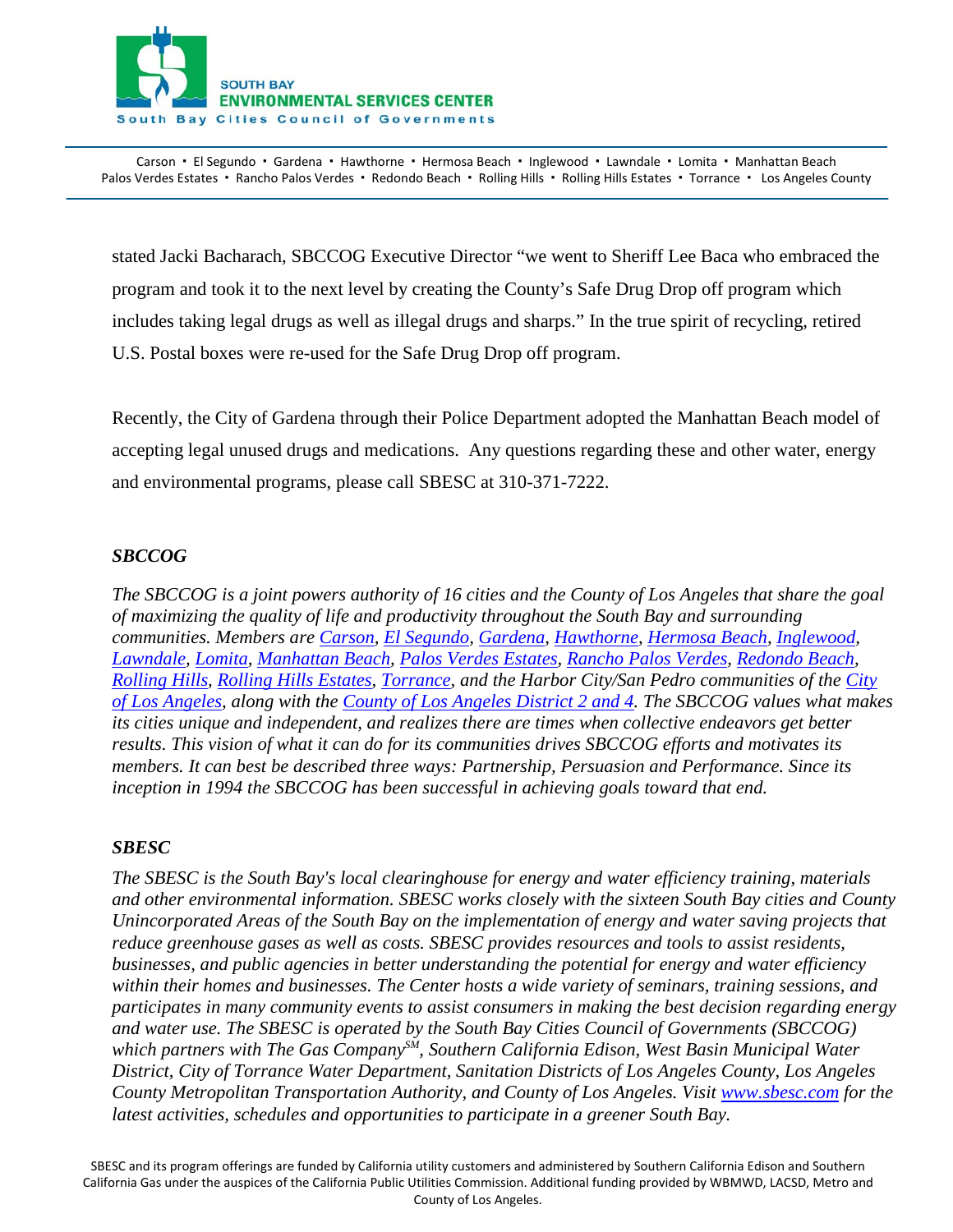stated Jacki Bacharach, SBCCOG Executive Director "we went to Sheriff Lee Baca who embraced the program and took it to the next level by creating the County's Safe Drug Drop off program which includes taking legal drugs as well as illegal drugs and sharps." In the true spirit of recycling, retired U.S. Postal boxes were re-used for the Safe Drug Drop off program.

Recently, the City of Gardena through their Police Department adopted the Manhattan Beach model of accepting legal unused drugs and medications. Any questions regarding these and other water, energy and environmental programs, please call SBESC at 310-371-7222.

***SBCCOG***

*The SBCCOG is a joint powers authority of 16 cities and the County of Los Angeles that share the goal of maximizing the quality of life and productivity throughout the South Bay and surrounding communities. Members are Carson, El Segundo, Gardena, Hawthorne, Hermosa Beach, Inglewood, Lawndale, Lomita, Manhattan Beach, Palos Verdes Estates, Rancho Palos Verdes, Redondo Beach, Rolling Hills, Rolling Hills Estates, Torrance, and the Harbor City/San Pedro communities of the City of Los Angeles, along with the County of Los Angeles District 2 and 4. The SBCCOG values what makes its cities unique and independent, and realizes there are times when collective endeavors get better results. This vision of what it can do for its communities drives SBCCOG efforts and motivates its members. It can best be described three ways: Partnership, Persuasion and Performance. Since its inception in 1994 the SBCCOG has been successful in achieving goals toward that end.*

***SBESC***

*The SBESC is the South Bay's local clearinghouse for energy and water efficiency training, materials and other environmental information. SBESC works closely with the sixteen South Bay cities and County Unincorporated Areas of the South Bay on the implementation of energy and water saving projects that reduce greenhouse gases as well as costs. SBESC provides resources and tools to assist residents, businesses, and public agencies in better understanding the potential for energy and water efficiency within their homes and businesses. The Center hosts a wide variety of seminars, training sessions, and participates in many community events to assist consumers in making the best decision regarding energy and water use. The SBESC is operated by the South Bay Cities Council of Governments (SBCCOG) which partners with The Gas Company[SM], Southern California Edison, West Basin Municipal Water District, City of Torrance Water Department, Sanitation Districts of Los Angeles County, Los Angeles County Metropolitan Transportation Authority, and County of Los Angeles. Visit www.sbesc.com for the latest activities, schedules and opportunities to participate in a greener South Bay.*

SBESC and its program offerings are funded by California utility customers and administered by Southern California Edison and Southern California Gas under the auspices of the California Public Utilities Commission. Additional funding provided by WBMWD, LACSD, Metro and County of Los Angeles.